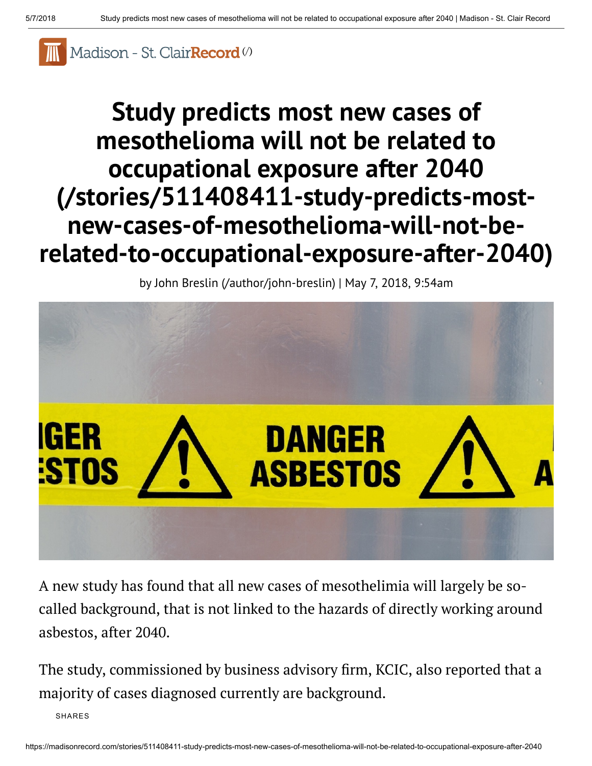Madison - St. ClairRecord (/)

# Study predicts most new cases of mesothelioma will not be related to occupational exposure after 2040 (/stories/511408411-study-predicts-most-new-cases-of-mesothelioma-will-not-be-related-to-occupational-exposure-after-2040)

by John Breslin (/author/john-breslin) | May 7, 2018, 9:54am

A new study has found that all new cases of mesothelimia will largely be so-called background, that is not linked to the hazards of directly working around asbestos, after 2040.

The study, commissioned by business advisory firm, KCIC, also reported that a majority of cases diagnosed currently are background.

SHARES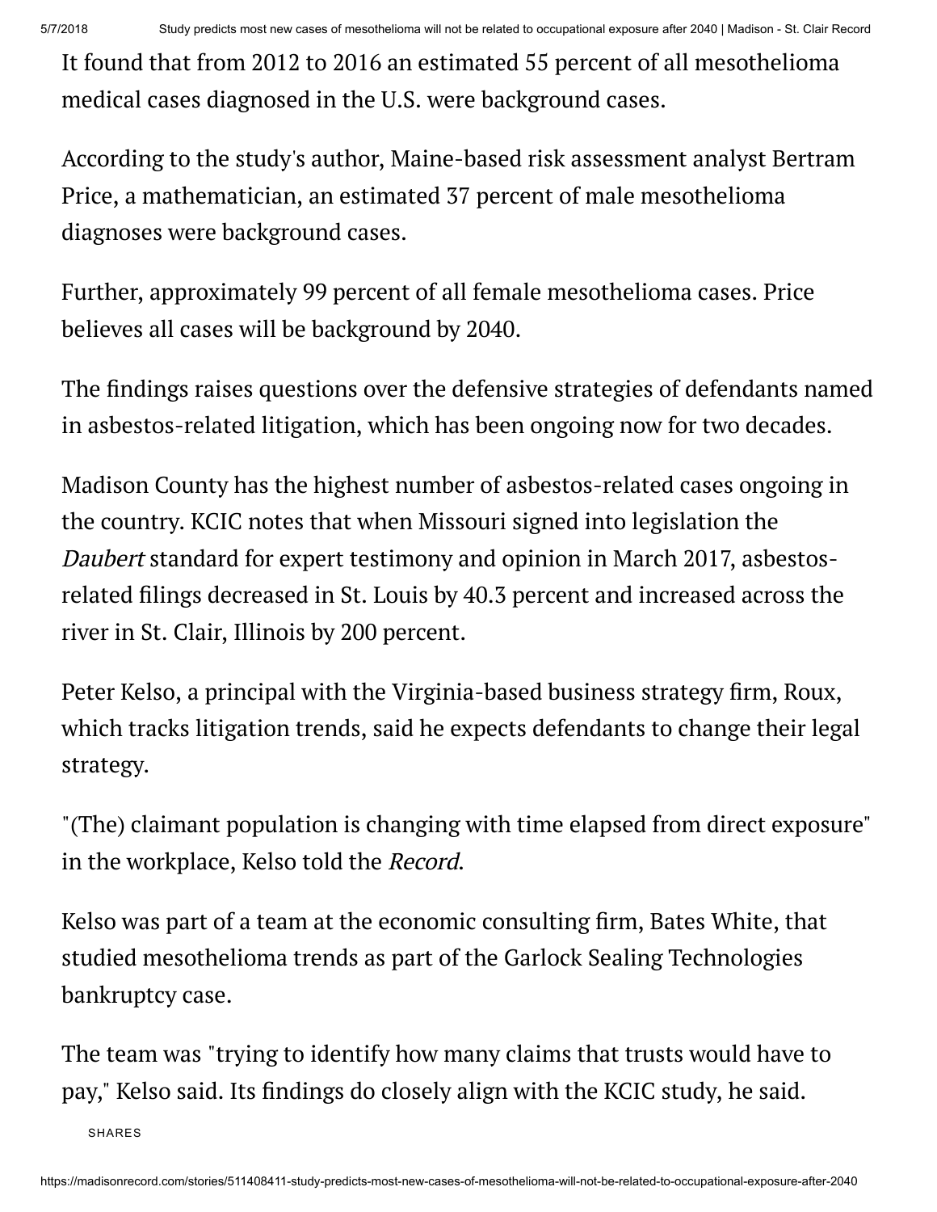It found that from 2012 to 2016 an estimated 55 percent of all mesothelioma medical cases diagnosed in the U.S. were background cases.

According to the study's author, Maine-based risk assessment analyst Bertram Price, a mathematician, an estimated 37 percent of male mesothelioma diagnoses were background cases.

Further, approximately 99 percent of all female mesothelioma cases. Price believes all cases will be background by 2040.

The findings raises questions over the defensive strategies of defendants named in asbestos-related litigation, which has been ongoing now for two decades.

Madison County has the highest number of asbestos-related cases ongoing in the country. KCIC notes that when Missouri signed into legislation the *Daubert* standard for expert testimony and opinion in March 2017, asbestos-related filings decreased in St. Louis by 40.3 percent and increased across the river in St. Clair, Illinois by 200 percent.

Peter Kelso, a principal with the Virginia-based business strategy firm, Roux, which tracks litigation trends, said he expects defendants to change their legal strategy.

"(The) claimant population is changing with time elapsed from direct exposure" in the workplace, Kelso told the *Record*.

Kelso was part of a team at the economic consulting firm, Bates White, that studied mesothelioma trends as part of the Garlock Sealing Technologies bankruptcy case.

The team was "trying to identify how many claims that trusts would have to pay," Kelso said. Its findings do closely align with the KCIC study, he said.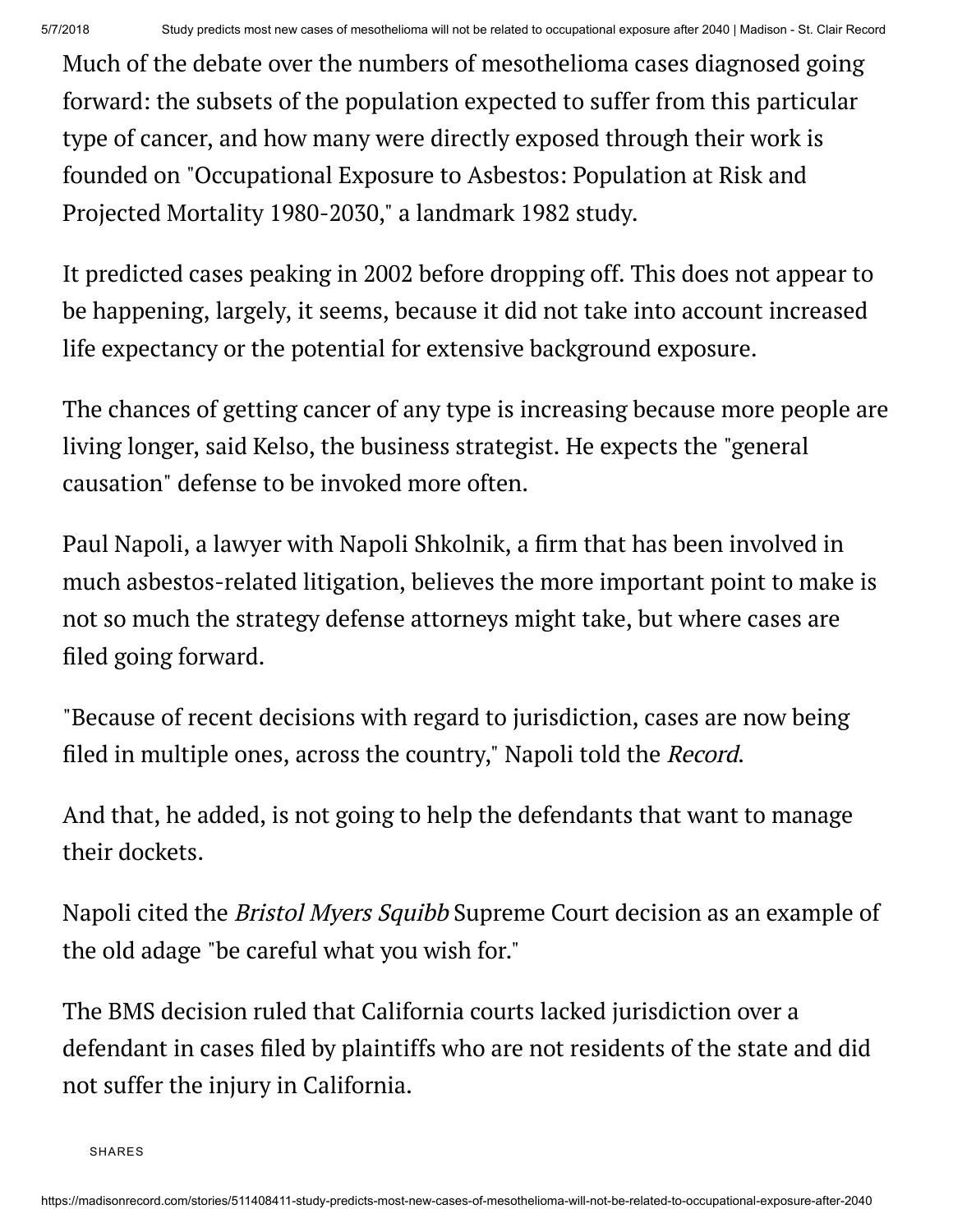Much of the debate over the numbers of mesothelioma cases diagnosed going forward: the subsets of the population expected to suffer from this particular type of cancer, and how many were directly exposed through their work is founded on "Occupational Exposure to Asbestos: Population at Risk and Projected Mortality 1980-2030," a landmark 1982 study.

It predicted cases peaking in 2002 before dropping off. This does not appear to be happening, largely, it seems, because it did not take into account increased life expectancy or the potential for extensive background exposure.

The chances of getting cancer of any type is increasing because more people are living longer, said Kelso, the business strategist. He expects the "general causation" defense to be invoked more often.

Paul Napoli, a lawyer with Napoli Shkolnik, a firm that has been involved in much asbestos-related litigation, believes the more important point to make is not so much the strategy defense attorneys might take, but where cases are filed going forward.

"Because of recent decisions with regard to jurisdiction, cases are now being filed in multiple ones, across the country," Napoli told the *Record*.

And that, he added, is not going to help the defendants that want to manage their dockets.

Napoli cited the *Bristol Myers Squibb* Supreme Court decision as an example of the old adage "be careful what you wish for."

The BMS decision ruled that California courts lacked jurisdiction over a defendant in cases filed by plaintiffs who are not residents of the state and did not suffer the injury in California.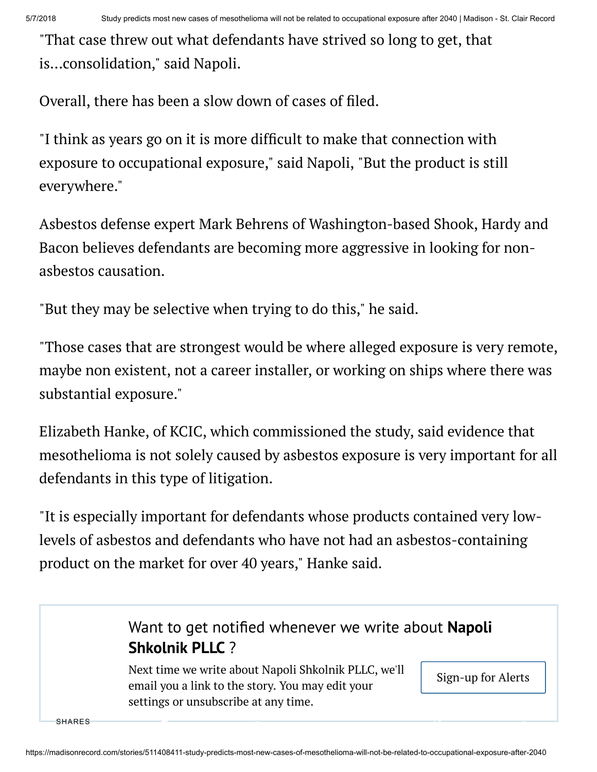"That case threw out what defendants have strived so long to get, that is...consolidation," said Napoli.

Overall, there has been a slow down of cases of filed.

"I think as years go on it is more difficult to make that connection with exposure to occupational exposure," said Napoli, "But the product is still everywhere."

Asbestos defense expert Mark Behrens of Washington-based Shook, Hardy and Bacon believes defendants are becoming more aggressive in looking for non-asbestos causation.

"But they may be selective when trying to do this," he said.

"Those cases that are strongest would be where alleged exposure is very remote, maybe non existent, not a career installer, or working on ships where there was substantial exposure."

Elizabeth Hanke, of KCIC, which commissioned the study, said evidence that mesothelioma is not solely caused by asbestos exposure is very important for all defendants in this type of litigation.

"It is especially important for defendants whose products contained very low-levels of asbestos and defendants who have not had an asbestos-containing product on the market for over 40 years," Hanke said.

Want to get notified whenever we write about **Napoli Shkolnik PLLC** ?

Next time we write about Napoli Shkolnik PLLC, we'll email you a link to the story. You may edit your settings or unsubscribe at any time.

Sign-up for Alerts

SHARES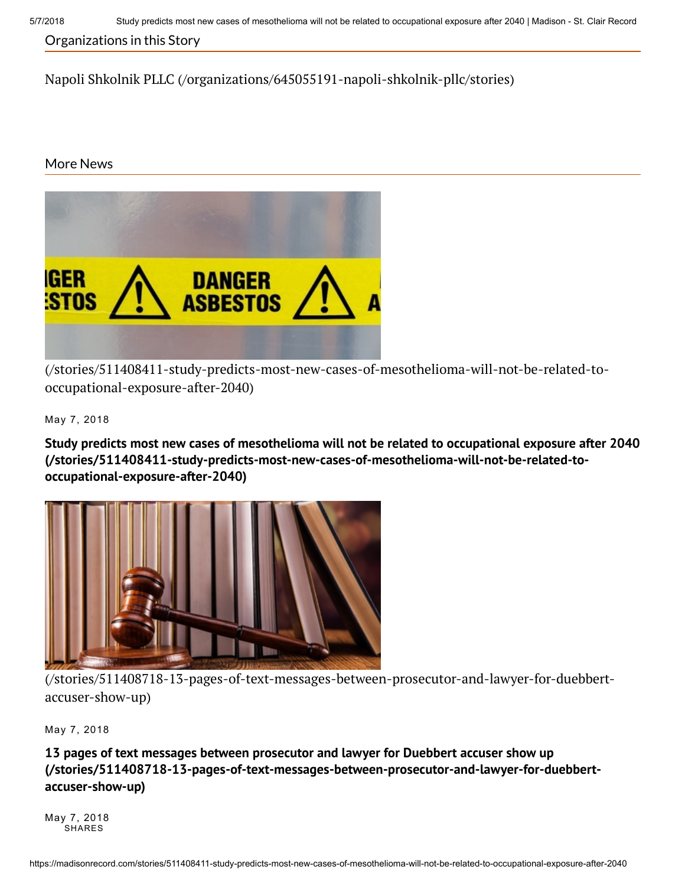Organizations in this Story

Napoli Shkolnik PLLC (/organizations/645055191-napoli-shkolnik-pllc/stories)

More News

(/stories/511408411-study-predicts-most-new-cases-of-mesothelioma-will-not-be-related-to-occupational-exposure-after-2040)

May 7, 2018

**Study predicts most new cases of mesothelioma will not be related to occupational exposure after 2040 (/stories/511408411-study-predicts-most-new-cases-of-mesothelioma-will-not-be-related-to-occupational-exposure-after-2040)**

(/stories/511408718-13-pages-of-text-messages-between-prosecutor-and-lawyer-for-duebbert-accuser-show-up)

May 7, 2018

**13 pages of text messages between prosecutor and lawyer for Duebbert accuser show up (/stories/511408718-13-pages-of-text-messages-between-prosecutor-and-lawyer-for-duebbert-accuser-show-up)**

May 7, 2018

SHARES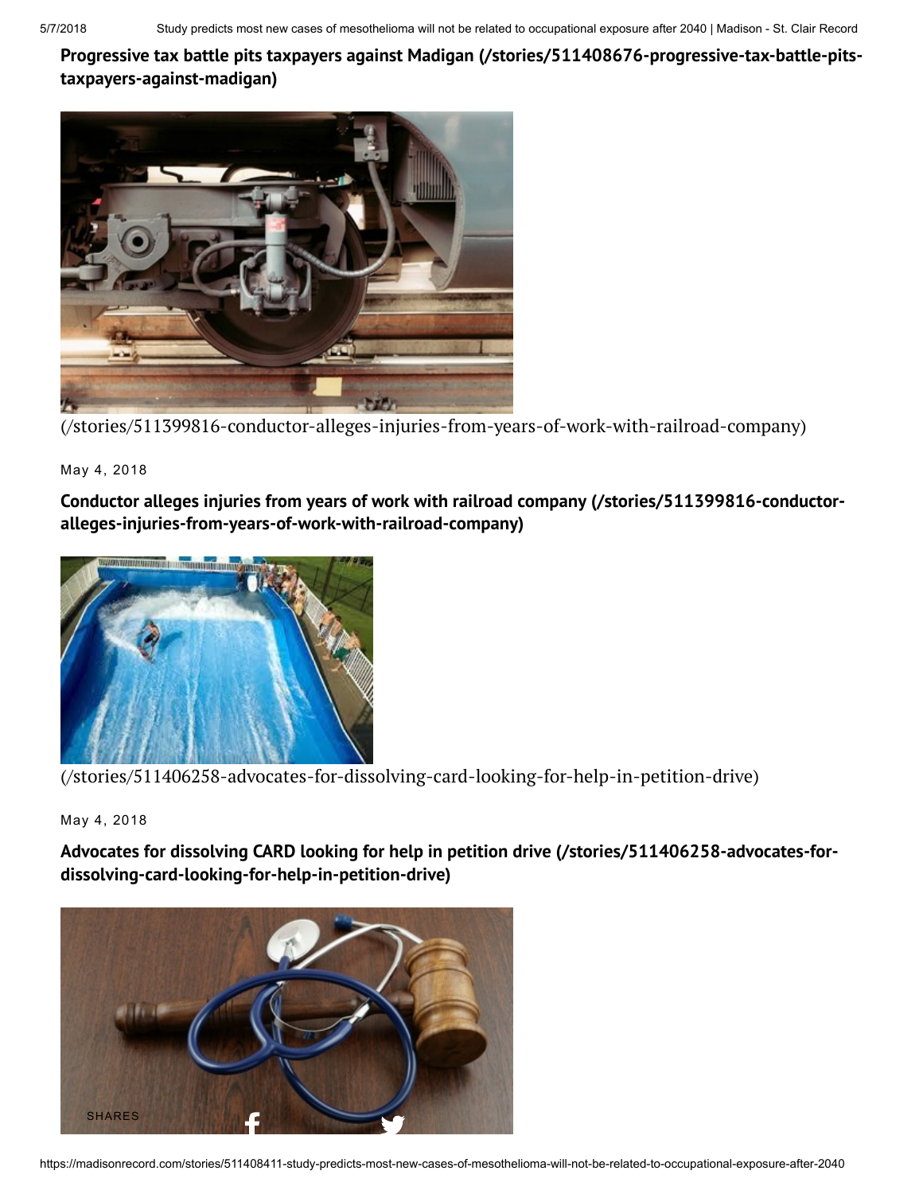**Progressive tax battle pits taxpayers against Madigan (/stories/511408676-progressive-tax-battle-pits-taxpayers-against-madigan)**

(/stories/511399816-conductor-alleges-injuries-from-years-of-work-with-railroad-company)

May 4, 2018

**Conductor alleges injuries from years of work with railroad company (/stories/511399816-conductor-alleges-injuries-from-years-of-work-with-railroad-company)**

(/stories/511406258-advocates-for-dissolving-card-looking-for-help-in-petition-drive)

May 4, 2018

**Advocates for dissolving CARD looking for help in petition drive (/stories/511406258-advocates-for-dissolving-card-looking-for-help-in-petition-drive)**

SHARES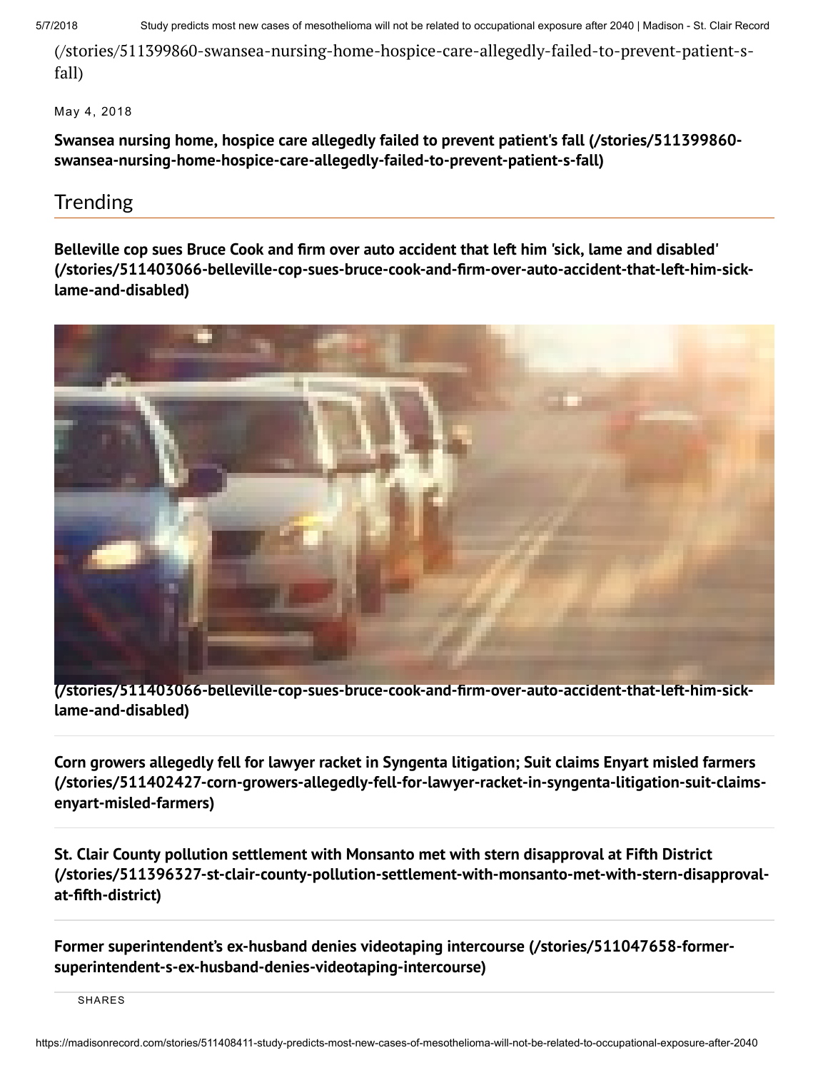(/stories/511399860-swansea-nursing-home-hospice-care-allegedly-failed-to-prevent-patient-s-fall)

May 4, 2018

**Swansea nursing home, hospice care allegedly failed to prevent patient's fall (/stories/511399860-swansea-nursing-home-hospice-care-allegedly-failed-to-prevent-patient-s-fall)**

## Trending

**Belleville cop sues Bruce Cook and firm over auto accident that left him 'sick, lame and disabled' (/stories/511403066-belleville-cop-sues-bruce-cook-and-firm-over-auto-accident-that-left-him-sick-lame-and-disabled)**

**(/stories/511403066-belleville-cop-sues-bruce-cook-and-firm-over-auto-accident-that-left-him-sick-lame-and-disabled)**

**Corn growers allegedly fell for lawyer racket in Syngenta litigation; Suit claims Enyart misled farmers (/stories/511402427-corn-growers-allegedly-fell-for-lawyer-racket-in-syngenta-litigation-suit-claims-enyart-misled-farmers)**

**St. Clair County pollution settlement with Monsanto met with stern disapproval at Fifth District (/stories/511396327-st-clair-county-pollution-settlement-with-monsanto-met-with-stern-disapproval-at-fifth-district)**

**Former superintendent's ex-husband denies videotaping intercourse (/stories/511047658-former-superintendent-s-ex-husband-denies-videotaping-intercourse)**

SHARES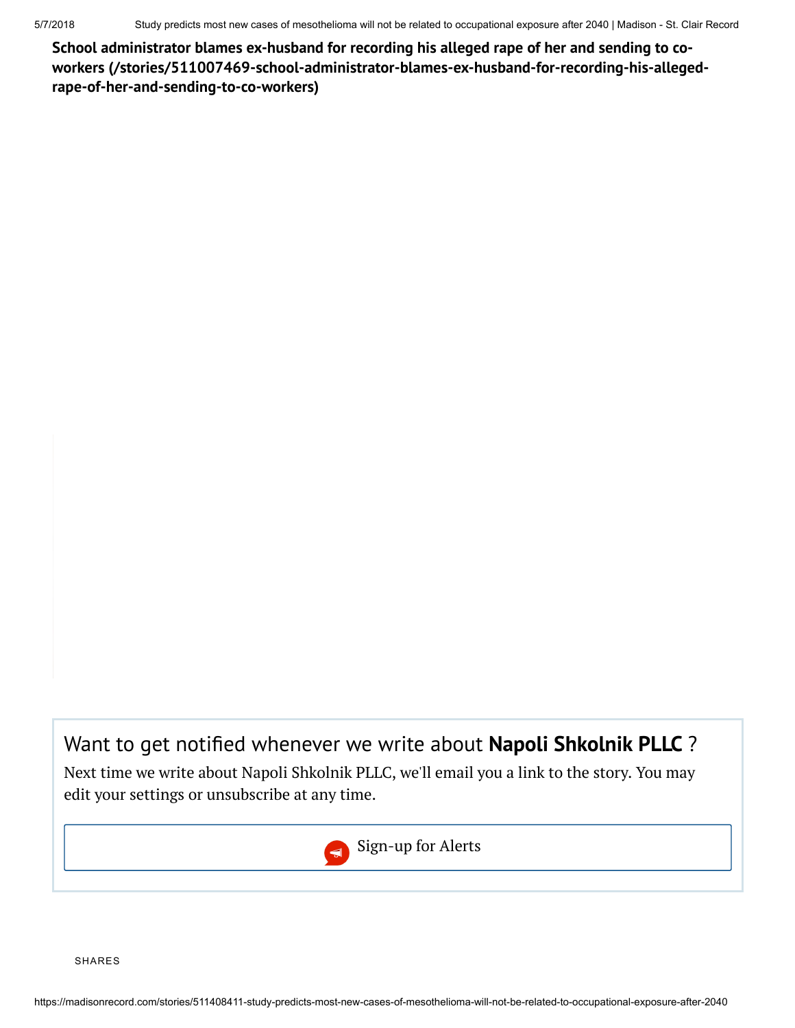**School administrator blames ex-husband for recording his alleged rape of her and sending to co-workers (/stories/511007469-school-administrator-blames-ex-husband-for-recording-his-alleged-rape-of-her-and-sending-to-co-workers)**

Want to get notified whenever we write about **Napoli Shkolnik PLLC** ?

Next time we write about Napoli Shkolnik PLLC, we'll email you a link to the story. You may edit your settings or unsubscribe at any time.

Sign-up for Alerts

SHARES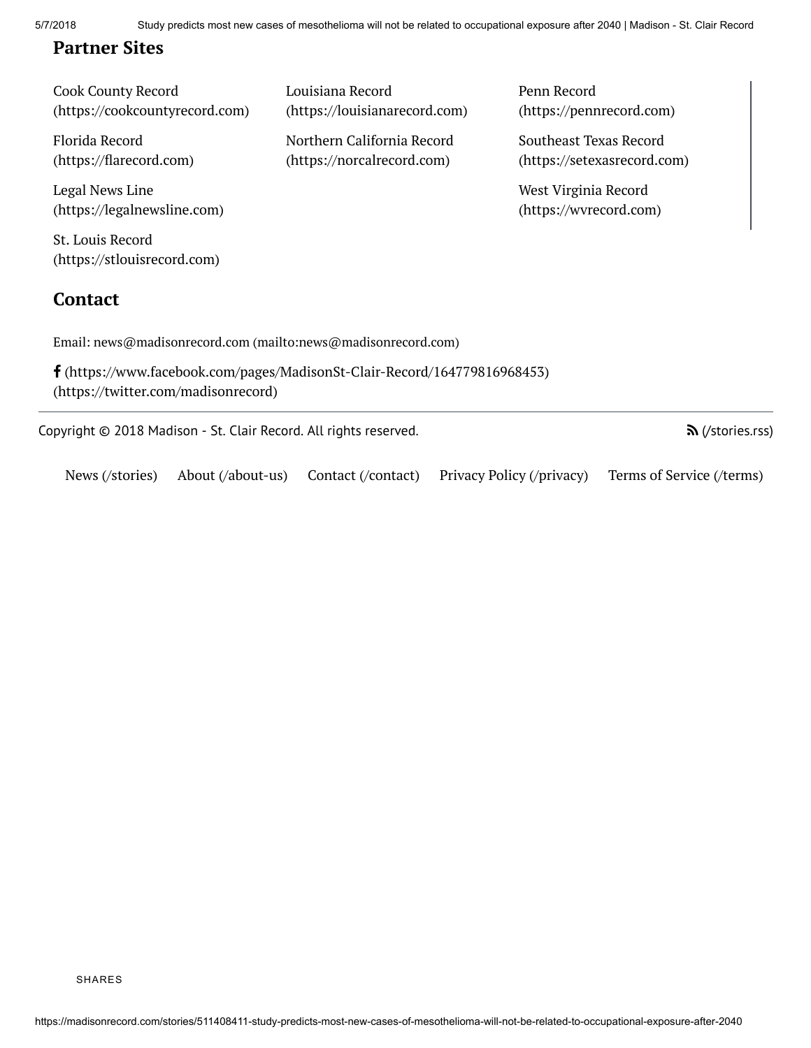## Partner Sites

Cook County Record (https://cookcountyrecord.com)

Florida Record (https://flarecord.com)

Legal News Line (https://legalnewsline.com)

St. Louis Record (https://stlouisrecord.com)

Louisiana Record (https://louisianarecord.com)

Northern California Record (https://norcalrecord.com)

Penn Record (https://pennrecord.com)

Southeast Texas Record (https://setexasrecord.com)

West Virginia Record (https://wvrecord.com)

## Contact

Email: news@madisonrecord.com (mailto:news@madisonrecord.com)

(https://www.facebook.com/pages/MadisonSt-Clair-Record/164779816968453) (https://twitter.com/madisonrecord)

Copyright © 2018 Madison - St. Clair Record. All rights reserved. (/stories.rss)

News (/stories) About (/about-us) Contact (/contact) Privacy Policy (/privacy) Terms of Service (/terms)

SHARES